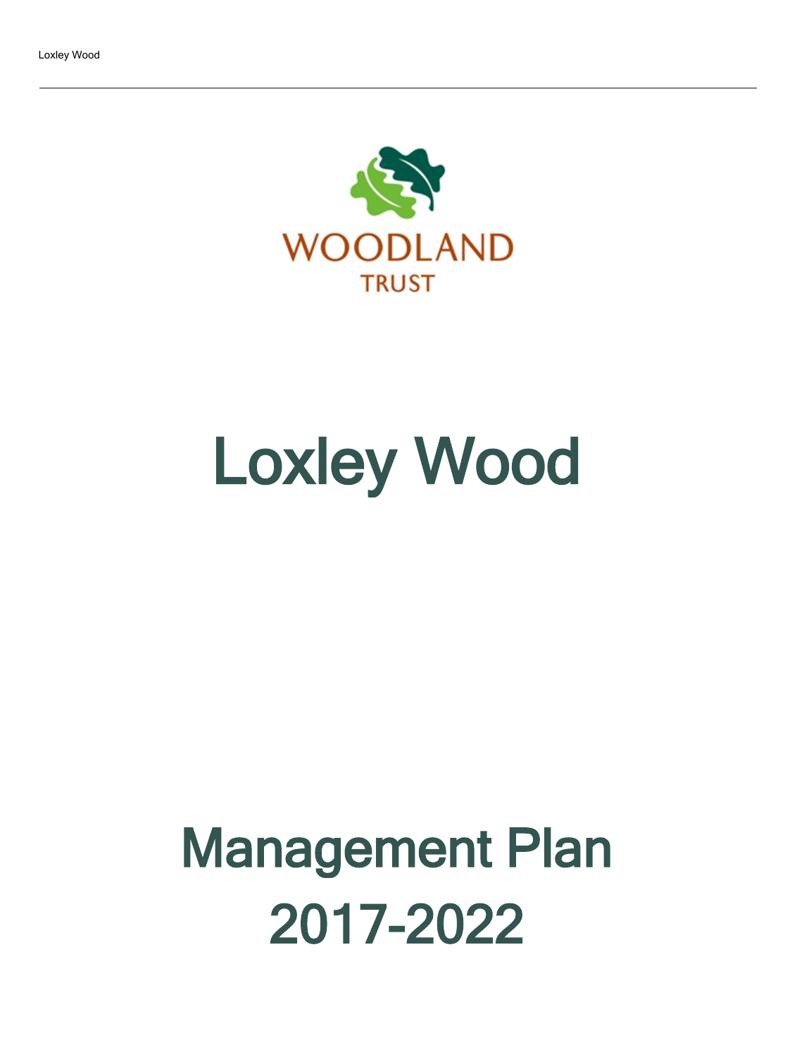WOODLAND TRUST

# Loxley Wood

# Management Plan 2017-2022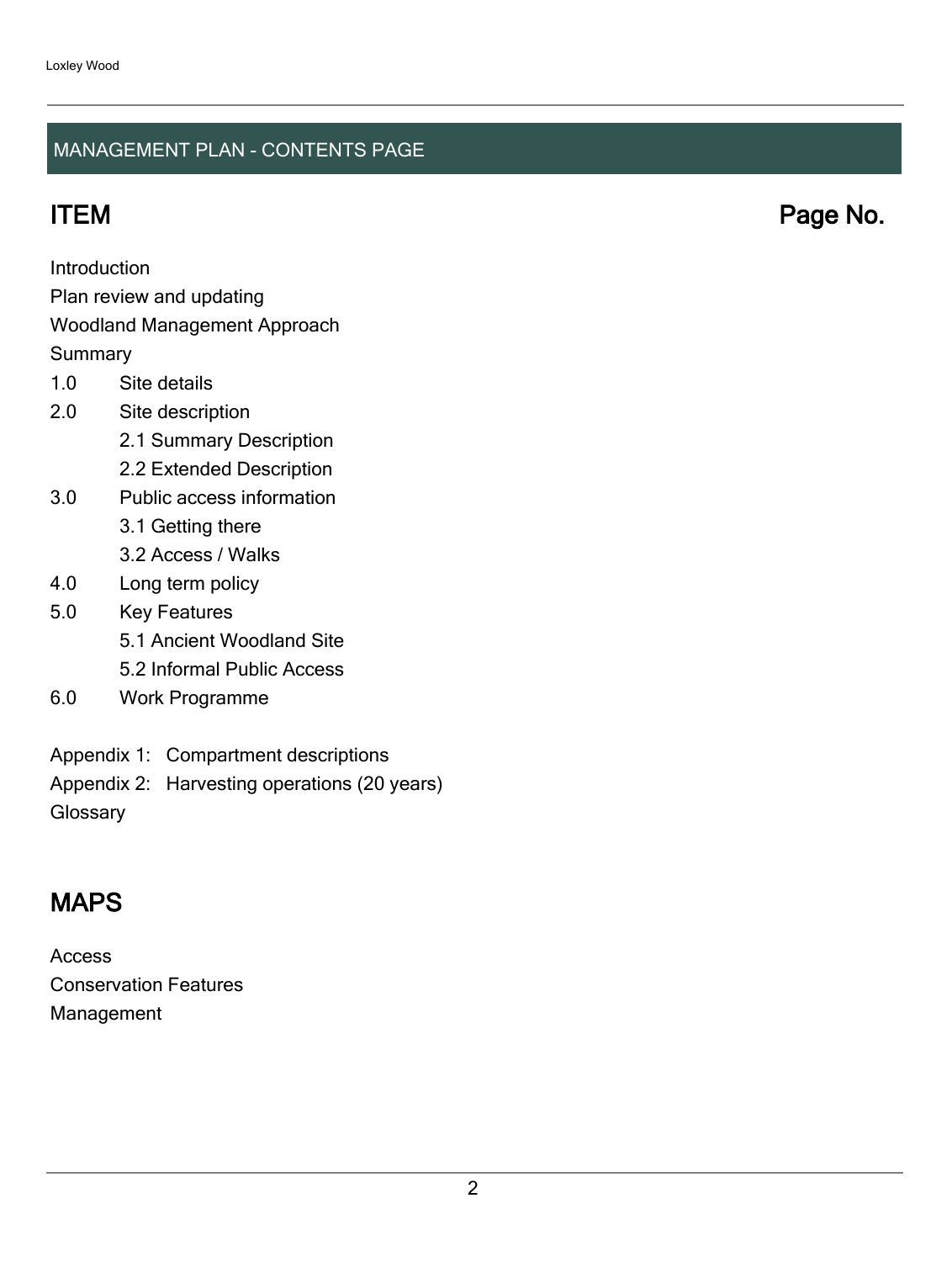## MANAGEMENT PLAN - CONTENTS PAGE

| ITEM | Page No. |
| --- | --- |
| Introduction | |
| Plan review and updating | |
| Woodland Management Approach | |
| Summary | |
| 1.0 Site details | |
| 2.0 Site description | |
| 2.1 Summary Description | |
| 2.2 Extended Description | |
| 3.0 Public access information | |
| 3.1 Getting there | |
| 3.2 Access / Walks | |
| 4.0 Long term policy | |
| 5.0 Key Features | |
| 5.1 Ancient Woodland Site | |
| 5.2 Informal Public Access | |
| 6.0 Work Programme | |
| Appendix 1: Compartment descriptions | |
| Appendix 2: Harvesting operations (20 years) | |
| Glossary | |

## MAPS

Access

Conservation Features

Management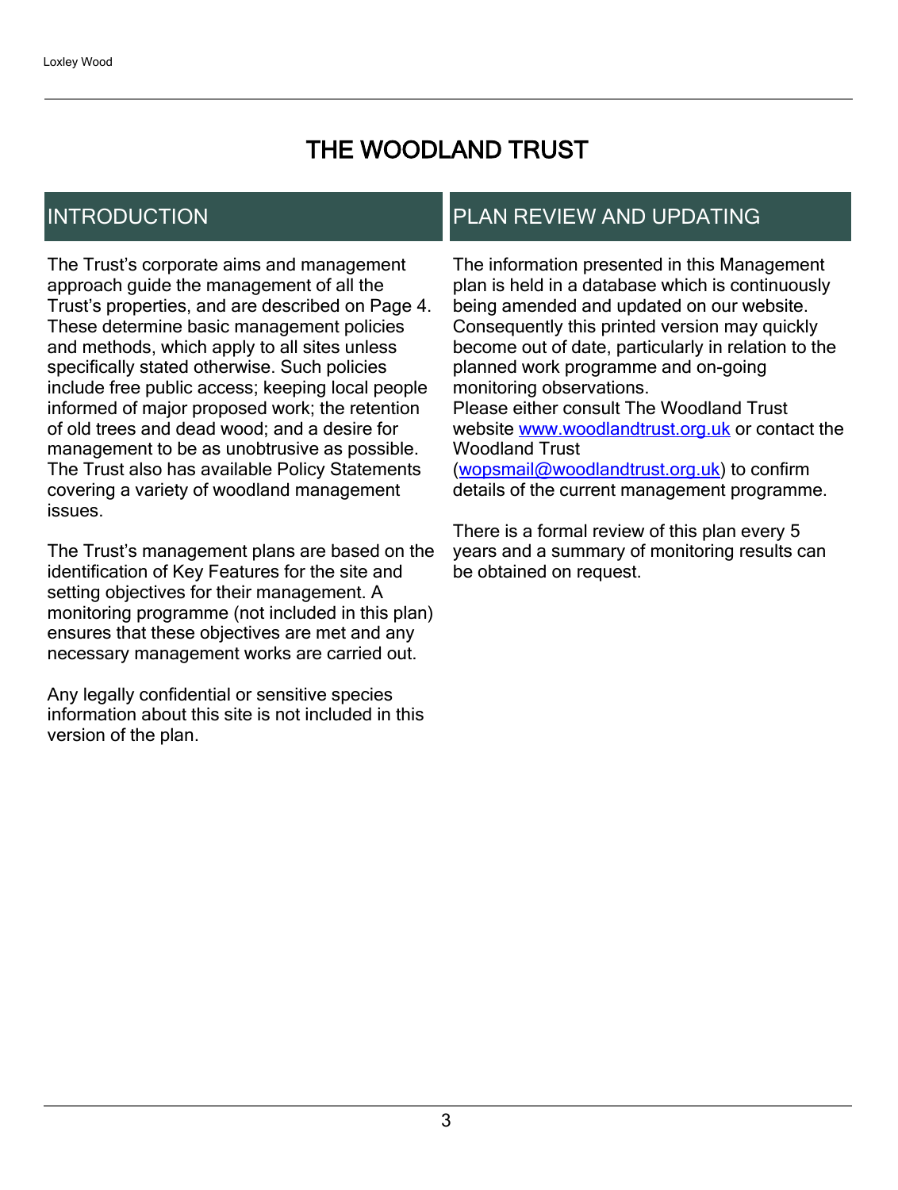# THE WOODLAND TRUST

## INTRODUCTION

The Trust's corporate aims and management approach guide the management of all the Trust's properties, and are described on Page 4. These determine basic management policies and methods, which apply to all sites unless specifically stated otherwise. Such policies include free public access; keeping local people informed of major proposed work; the retention of old trees and dead wood; and a desire for management to be as unobtrusive as possible. The Trust also has available Policy Statements covering a variety of woodland management issues.

The Trust's management plans are based on the identification of Key Features for the site and setting objectives for their management. A monitoring programme (not included in this plan) ensures that these objectives are met and any necessary management works are carried out.

Any legally confidential or sensitive species information about this site is not included in this version of the plan.

## PLAN REVIEW AND UPDATING

The information presented in this Management plan is held in a database which is continuously being amended and updated on our website. Consequently this printed version may quickly become out of date, particularly in relation to the planned work programme and on-going monitoring observations.
Please either consult The Woodland Trust website [www.woodlandtrust.org.uk](http://www.woodlandtrust.org.uk) or contact the Woodland Trust ([wopsmail@woodlandtrust.org.uk](mailto:wopsmail@woodlandtrust.org.uk)) to confirm details of the current management programme.

There is a formal review of this plan every 5 years and a summary of monitoring results can be obtained on request.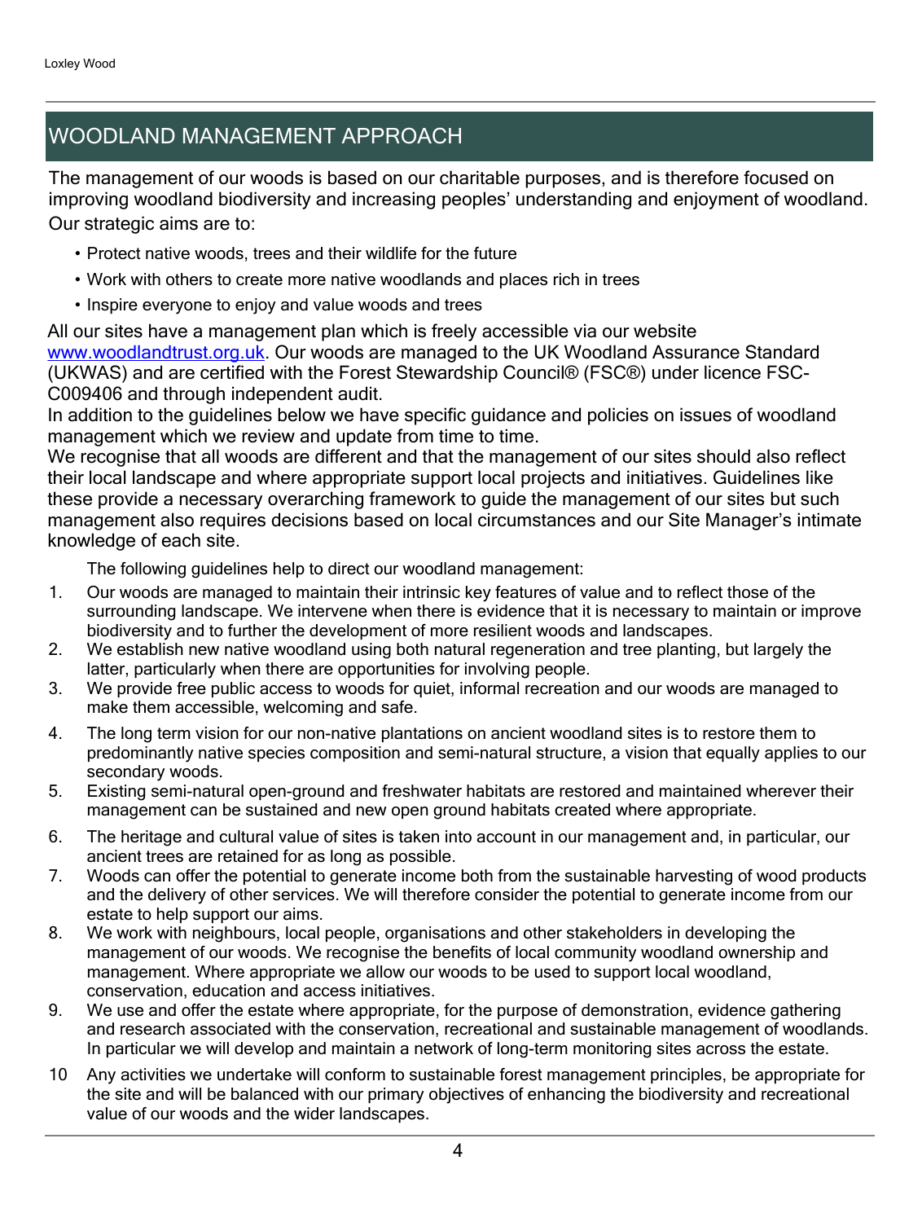## WOODLAND MANAGEMENT APPROACH

The management of our woods is based on our charitable purposes, and is therefore focused on improving woodland biodiversity and increasing peoples' understanding and enjoyment of woodland. Our strategic aims are to:

- Protect native woods, trees and their wildlife for the future
- Work with others to create more native woodlands and places rich in trees
- Inspire everyone to enjoy and value woods and trees

All our sites have a management plan which is freely accessible via our website [www.woodlandtrust.org.uk](http://www.woodlandtrust.org.uk). Our woods are managed to the UK Woodland Assurance Standard (UKWAS) and are certified with the Forest Stewardship Council® (FSC®) under licence FSC-C009406 and through independent audit.

In addition to the guidelines below we have specific guidance and policies on issues of woodland management which we review and update from time to time.

We recognise that all woods are different and that the management of our sites should also reflect their local landscape and where appropriate support local projects and initiatives. Guidelines like these provide a necessary overarching framework to guide the management of our sites but such management also requires decisions based on local circumstances and our Site Manager's intimate knowledge of each site.

The following guidelines help to direct our woodland management:

1. Our woods are managed to maintain their intrinsic key features of value and to reflect those of the surrounding landscape. We intervene when there is evidence that it is necessary to maintain or improve biodiversity and to further the development of more resilient woods and landscapes.
2. We establish new native woodland using both natural regeneration and tree planting, but largely the latter, particularly when there are opportunities for involving people.
3. We provide free public access to woods for quiet, informal recreation and our woods are managed to make them accessible, welcoming and safe.
4. The long term vision for our non-native plantations on ancient woodland sites is to restore them to predominantly native species composition and semi-natural structure, a vision that equally applies to our secondary woods.
5. Existing semi-natural open-ground and freshwater habitats are restored and maintained wherever their management can be sustained and new open ground habitats created where appropriate.
6. The heritage and cultural value of sites is taken into account in our management and, in particular, our ancient trees are retained for as long as possible.
7. Woods can offer the potential to generate income both from the sustainable harvesting of wood products and the delivery of other services. We will therefore consider the potential to generate income from our estate to help support our aims.
8. We work with neighbours, local people, organisations and other stakeholders in developing the management of our woods. We recognise the benefits of local community woodland ownership and management. Where appropriate we allow our woods to be used to support local woodland, conservation, education and access initiatives.
9. We use and offer the estate where appropriate, for the purpose of demonstration, evidence gathering and research associated with the conservation, recreational and sustainable management of woodlands. In particular we will develop and maintain a network of long-term monitoring sites across the estate.
10. Any activities we undertake will conform to sustainable forest management principles, be appropriate for the site and will be balanced with our primary objectives of enhancing the biodiversity and recreational value of our woods and the wider landscapes.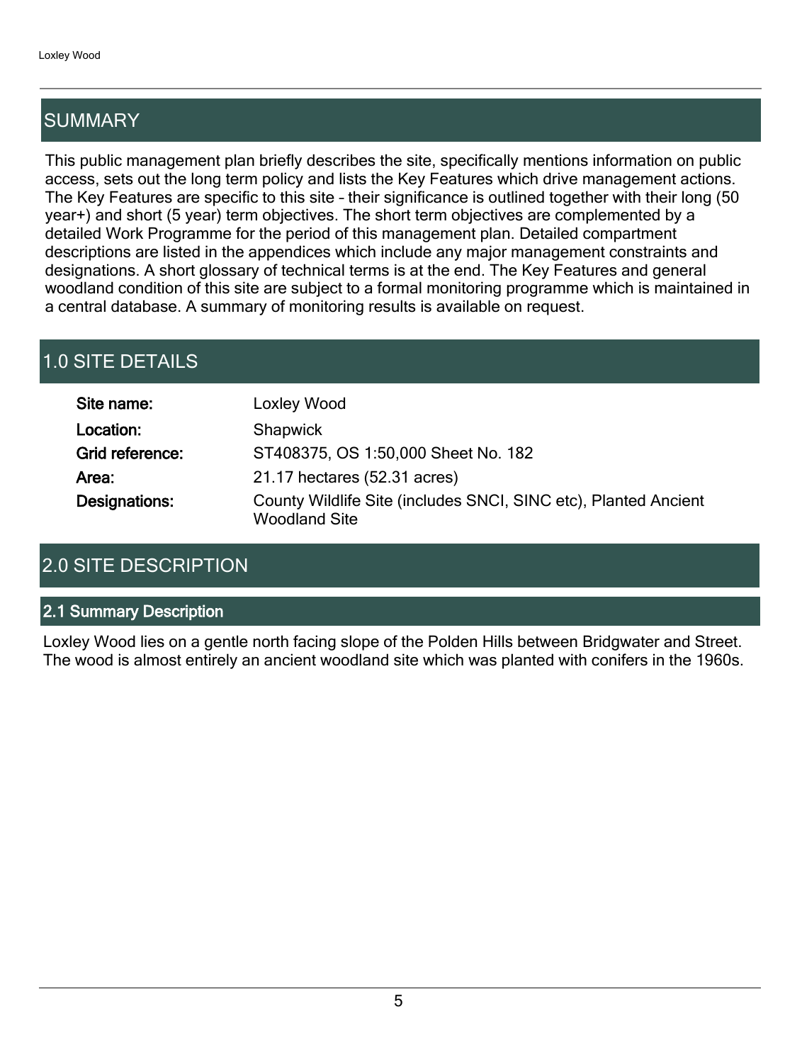## SUMMARY

This public management plan briefly describes the site, specifically mentions information on public access, sets out the long term policy and lists the Key Features which drive management actions. The Key Features are specific to this site – their significance is outlined together with their long (50 year+) and short (5 year) term objectives. The short term objectives are complemented by a detailed Work Programme for the period of this management plan. Detailed compartment descriptions are listed in the appendices which include any major management constraints and designations. A short glossary of technical terms is at the end. The Key Features and general woodland condition of this site are subject to a formal monitoring programme which is maintained in a central database. A summary of monitoring results is available on request.

## 1.0 SITE DETAILS

| | |
|---|---|
| **Site name:** | Loxley Wood |
| **Location:** | Shapwick |
| **Grid reference:** | ST408375, OS 1:50,000 Sheet No. 182 |
| **Area:** | 21.17 hectares (52.31 acres) |
| **Designations:** | County Wildlife Site (includes SNCI, SINC etc), Planted Ancient Woodland Site |

## 2.0 SITE DESCRIPTION

### 2.1 Summary Description

Loxley Wood lies on a gentle north facing slope of the Polden Hills between Bridgwater and Street. The wood is almost entirely an ancient woodland site which was planted with conifers in the 1960s.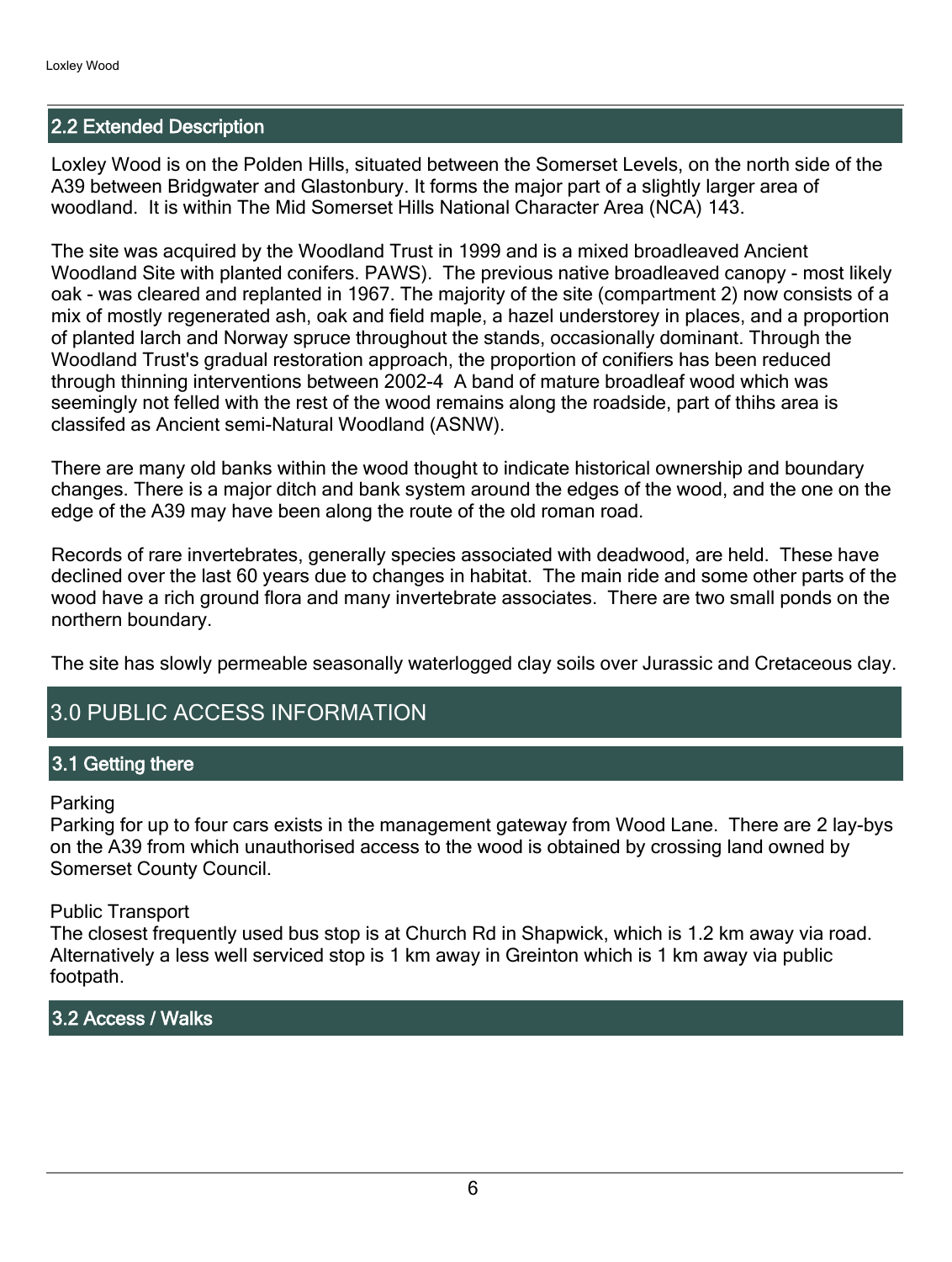## 2.2 Extended Description

Loxley Wood is on the Polden Hills, situated between the Somerset Levels, on the north side of the A39 between Bridgwater and Glastonbury. It forms the major part of a slightly larger area of woodland. It is within The Mid Somerset Hills National Character Area (NCA) 143.

The site was acquired by the Woodland Trust in 1999 and is a mixed broadleaved Ancient Woodland Site with planted conifers. PAWS). The previous native broadleaved canopy - most likely oak - was cleared and replanted in 1967. The majority of the site (compartment 2) now consists of a mix of mostly regenerated ash, oak and field maple, a hazel understorey in places, and a proportion of planted larch and Norway spruce throughout the stands, occasionally dominant. Through the Woodland Trust's gradual restoration approach, the proportion of conifers has been reduced through thinning interventions between 2002-4 A band of mature broadleaf wood which was seemingly not felled with the rest of the wood remains along the roadside, part of thihs area is classifed as Ancient semi-Natural Woodland (ASNW).

There are many old banks within the wood thought to indicate historical ownership and boundary changes. There is a major ditch and bank system around the edges of the wood, and the one on the edge of the A39 may have been along the route of the old roman road.

Records of rare invertebrates, generally species associated with deadwood, are held. These have declined over the last 60 years due to changes in habitat. The main ride and some other parts of the wood have a rich ground flora and many invertebrate associates. There are two small ponds on the northern boundary.

The site has slowly permeable seasonally waterlogged clay soils over Jurassic and Cretaceous clay.

# 3.0 PUBLIC ACCESS INFORMATION

## 3.1 Getting there

Parking
Parking for up to four cars exists in the management gateway from Wood Lane. There are 2 lay-bys on the A39 from which unauthorised access to the wood is obtained by crossing land owned by Somerset County Council.

Public Transport
The closest frequently used bus stop is at Church Rd in Shapwick, which is 1.2 km away via road. Alternatively a less well serviced stop is 1 km away in Greinton which is 1 km away via public footpath.

## 3.2 Access / Walks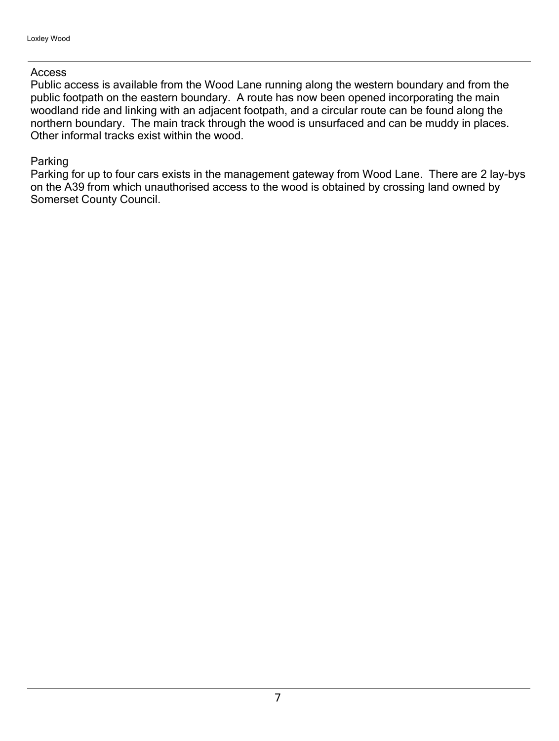## Access

Public access is available from the Wood Lane running along the western boundary and from the public footpath on the eastern boundary.  A route has now been opened incorporating the main woodland ride and linking with an adjacent footpath, and a circular route can be found along the northern boundary.  The main track through the wood is unsurfaced and can be muddy in places. Other informal tracks exist within the wood.

## Parking

Parking for up to four cars exists in the management gateway from Wood Lane.  There are 2 lay-bys on the A39 from which unauthorised access to the wood is obtained by crossing land owned by Somerset County Council.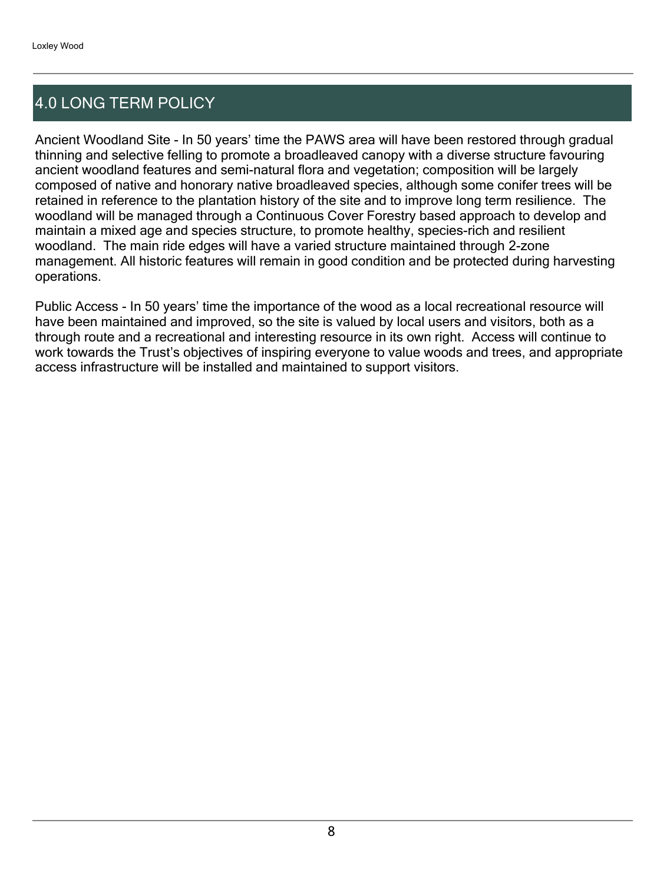## 4.0 LONG TERM POLICY

Ancient Woodland Site - In 50 years' time the PAWS area will have been restored through gradual thinning and selective felling to promote a broadleaved canopy with a diverse structure favouring ancient woodland features and semi-natural flora and vegetation; composition will be largely composed of native and honorary native broadleaved species, although some conifer trees will be retained in reference to the plantation history of the site and to improve long term resilience. The woodland will be managed through a Continuous Cover Forestry based approach to develop and maintain a mixed age and species structure, to promote healthy, species-rich and resilient woodland. The main ride edges will have a varied structure maintained through 2-zone management. All historic features will remain in good condition and be protected during harvesting operations.

Public Access - In 50 years' time the importance of the wood as a local recreational resource will have been maintained and improved, so the site is valued by local users and visitors, both as a through route and a recreational and interesting resource in its own right. Access will continue to work towards the Trust's objectives of inspiring everyone to value woods and trees, and appropriate access infrastructure will be installed and maintained to support visitors.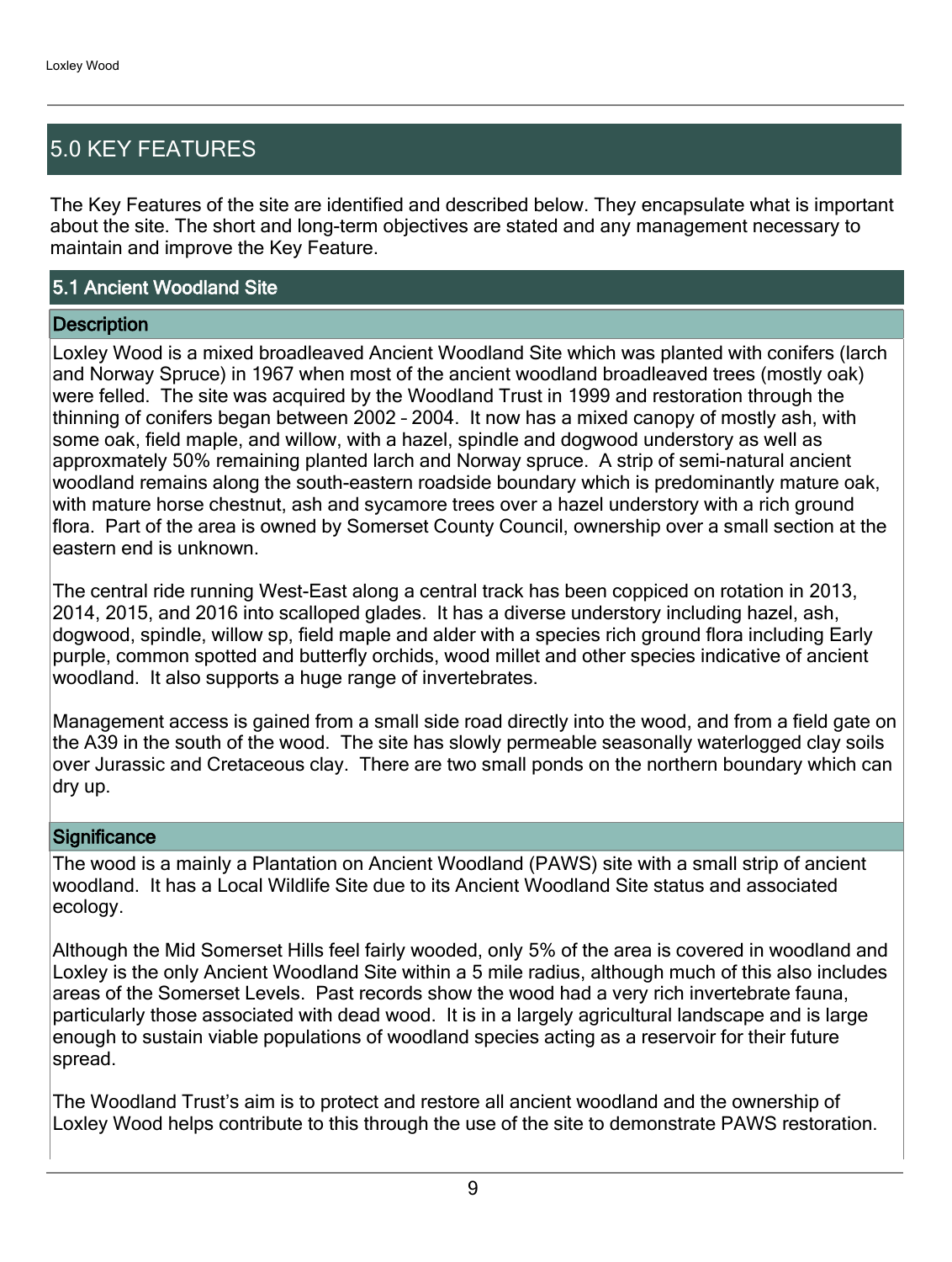# 5.0 KEY FEATURES

The Key Features of the site are identified and described below. They encapsulate what is important about the site. The short and long-term objectives are stated and any management necessary to maintain and improve the Key Feature.

## 5.1 Ancient Woodland Site

### Description

Loxley Wood is a mixed broadleaved Ancient Woodland Site which was planted with conifers (larch and Norway Spruce) in 1967 when most of the ancient woodland broadleaved trees (mostly oak) were felled. The site was acquired by the Woodland Trust in 1999 and restoration through the thinning of conifers began between 2002 – 2004. It now has a mixed canopy of mostly ash, with some oak, field maple, and willow, with a hazel, spindle and dogwood understory as well as approxmately 50% remaining planted larch and Norway spruce. A strip of semi-natural ancient woodland remains along the south-eastern roadside boundary which is predominantly mature oak, with mature horse chestnut, ash and sycamore trees over a hazel understory with a rich ground flora. Part of the area is owned by Somerset County Council, ownership over a small section at the eastern end is unknown.

The central ride running West-East along a central track has been coppiced on rotation in 2013, 2014, 2015, and 2016 into scalloped glades. It has a diverse understory including hazel, ash, dogwood, spindle, willow sp, field maple and alder with a species rich ground flora including Early purple, common spotted and butterfly orchids, wood millet and other species indicative of ancient woodland. It also supports a huge range of invertebrates.

Management access is gained from a small side road directly into the wood, and from a field gate on the A39 in the south of the wood. The site has slowly permeable seasonally waterlogged clay soils over Jurassic and Cretaceous clay. There are two small ponds on the northern boundary which can dry up.

### Significance

The wood is a mainly a Plantation on Ancient Woodland (PAWS) site with a small strip of ancient woodland. It has a Local Wildlife Site due to its Ancient Woodland Site status and associated ecology.

Although the Mid Somerset Hills feel fairly wooded, only 5% of the area is covered in woodland and Loxley is the only Ancient Woodland Site within a 5 mile radius, although much of this also includes areas of the Somerset Levels. Past records show the wood had a very rich invertebrate fauna, particularly those associated with dead wood. It is in a largely agricultural landscape and is large enough to sustain viable populations of woodland species acting as a reservoir for their future spread.

The Woodland Trust's aim is to protect and restore all ancient woodland and the ownership of Loxley Wood helps contribute to this through the use of the site to demonstrate PAWS restoration.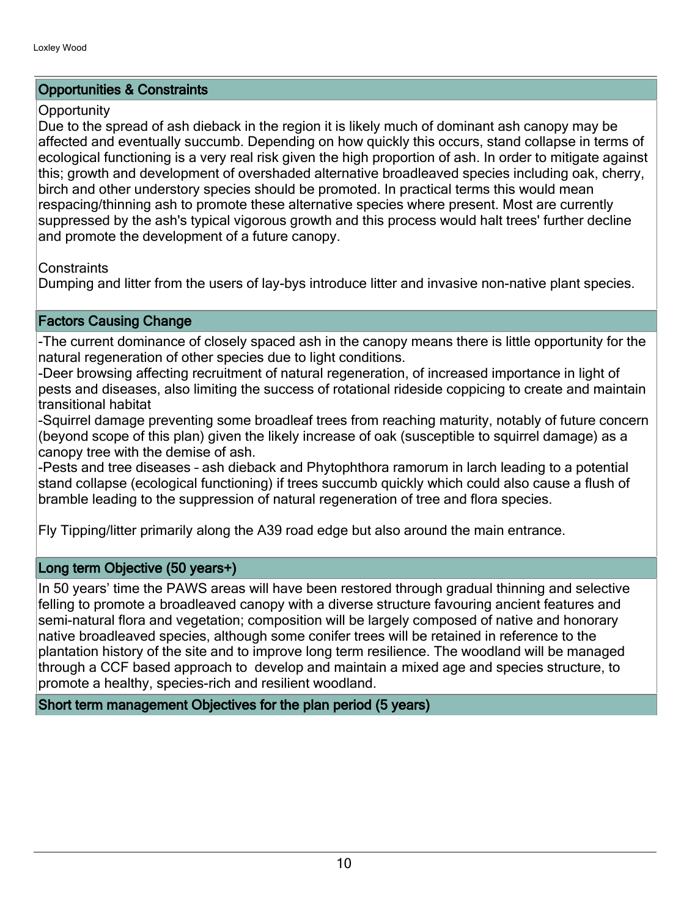## Opportunities & Constraints

Opportunity

Due to the spread of ash dieback in the region it is likely much of dominant ash canopy may be affected and eventually succumb. Depending on how quickly this occurs, stand collapse in terms of ecological functioning is a very real risk given the high proportion of ash. In order to mitigate against this; growth and development of overshaded alternative broadleaved species including oak, cherry, birch and other understory species should be promoted. In practical terms this would mean respacing/thinning ash to promote these alternative species where present. Most are currently suppressed by the ash's typical vigorous growth and this process would halt trees' further decline and promote the development of a future canopy.

Constraints

Dumping and litter from the users of lay-bys introduce litter and invasive non-native plant species.

## Factors Causing Change

-The current dominance of closely spaced ash in the canopy means there is little opportunity for the natural regeneration of other species due to light conditions.
-Deer browsing affecting recruitment of natural regeneration, of increased importance in light of pests and diseases, also limiting the success of rotational rideside coppicing to create and maintain transitional habitat
-Squirrel damage preventing some broadleaf trees from reaching maturity, notably of future concern (beyond scope of this plan) given the likely increase of oak (susceptible to squirrel damage) as a canopy tree with the demise of ash.
-Pests and tree diseases – ash dieback and Phytophthora ramorum in larch leading to a potential stand collapse (ecological functioning) if trees succumb quickly which could also cause a flush of bramble leading to the suppression of natural regeneration of tree and flora species.

Fly Tipping/litter primarily along the A39 road edge but also around the main entrance.

## Long term Objective (50 years+)

In 50 years' time the PAWS areas will have been restored through gradual thinning and selective felling to promote a broadleaved canopy with a diverse structure favouring ancient features and semi-natural flora and vegetation; composition will be largely composed of native and honorary native broadleaved species, although some conifer trees will be retained in reference to the plantation history of the site and to improve long term resilience. The woodland will be managed through a CCF based approach to develop and maintain a mixed age and species structure, to promote a healthy, species-rich and resilient woodland.

## Short term management Objectives for the plan period (5 years)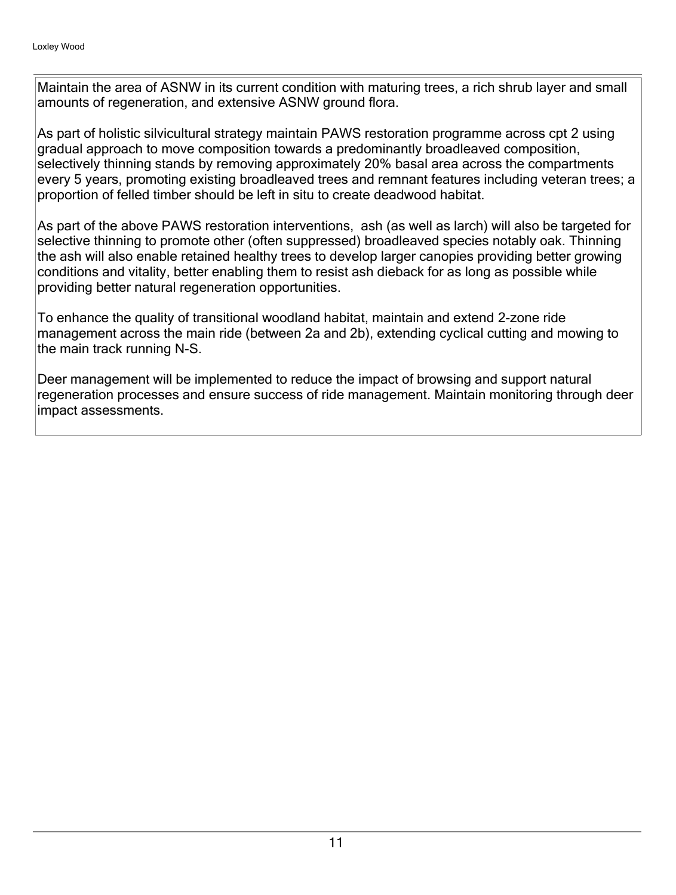Maintain the area of ASNW in its current condition with maturing trees, a rich shrub layer and small amounts of regeneration, and extensive ASNW ground flora.

As part of holistic silvicultural strategy maintain PAWS restoration programme across cpt 2 using gradual approach to move composition towards a predominantly broadleaved composition, selectively thinning stands by removing approximately 20% basal area across the compartments every 5 years, promoting existing broadleaved trees and remnant features including veteran trees; a proportion of felled timber should be left in situ to create deadwood habitat.

As part of the above PAWS restoration interventions, ash (as well as larch) will also be targeted for selective thinning to promote other (often suppressed) broadleaved species notably oak. Thinning the ash will also enable retained healthy trees to develop larger canopies providing better growing conditions and vitality, better enabling them to resist ash dieback for as long as possible while providing better natural regeneration opportunities.

To enhance the quality of transitional woodland habitat, maintain and extend 2-zone ride management across the main ride (between 2a and 2b), extending cyclical cutting and mowing to the main track running N-S.

Deer management will be implemented to reduce the impact of browsing and support natural regeneration processes and ensure success of ride management. Maintain monitoring through deer impact assessments.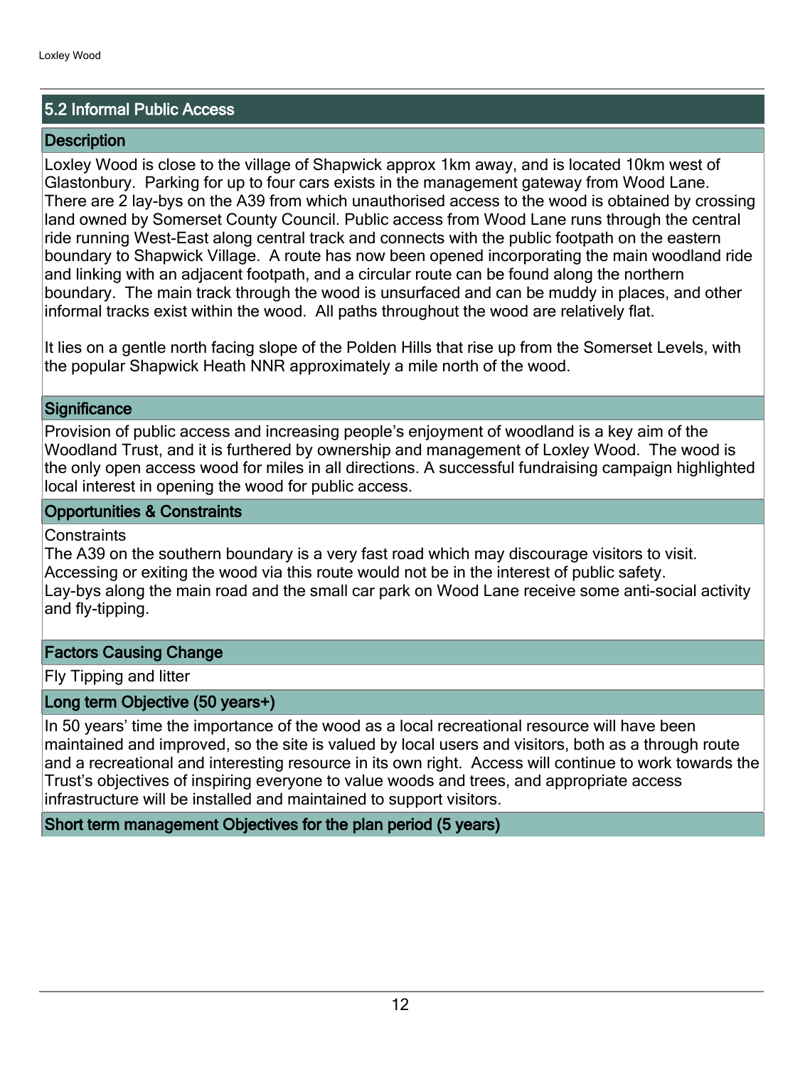## 5.2 Informal Public Access

### Description

Loxley Wood is close to the village of Shapwick approx 1km away, and is located 10km west of Glastonbury. Parking for up to four cars exists in the management gateway from Wood Lane. There are 2 lay-bys on the A39 from which unauthorised access to the wood is obtained by crossing land owned by Somerset County Council. Public access from Wood Lane runs through the central ride running West-East along central track and connects with the public footpath on the eastern boundary to Shapwick Village. A route has now been opened incorporating the main woodland ride and linking with an adjacent footpath, and a circular route can be found along the northern boundary. The main track through the wood is unsurfaced and can be muddy in places, and other informal tracks exist within the wood. All paths throughout the wood are relatively flat.

It lies on a gentle north facing slope of the Polden Hills that rise up from the Somerset Levels, with the popular Shapwick Heath NNR approximately a mile north of the wood.

### Significance

Provision of public access and increasing people's enjoyment of woodland is a key aim of the Woodland Trust, and it is furthered by ownership and management of Loxley Wood. The wood is the only open access wood for miles in all directions. A successful fundraising campaign highlighted local interest in opening the wood for public access.

### Opportunities & Constraints

Constraints
The A39 on the southern boundary is a very fast road which may discourage visitors to visit. Accessing or exiting the wood via this route would not be in the interest of public safety.
Lay-bys along the main road and the small car park on Wood Lane receive some anti-social activity and fly-tipping.

### Factors Causing Change

Fly Tipping and litter

### Long term Objective (50 years+)

In 50 years' time the importance of the wood as a local recreational resource will have been maintained and improved, so the site is valued by local users and visitors, both as a through route and a recreational and interesting resource in its own right. Access will continue to work towards the Trust's objectives of inspiring everyone to value woods and trees, and appropriate access infrastructure will be installed and maintained to support visitors.

### Short term management Objectives for the plan period (5 years)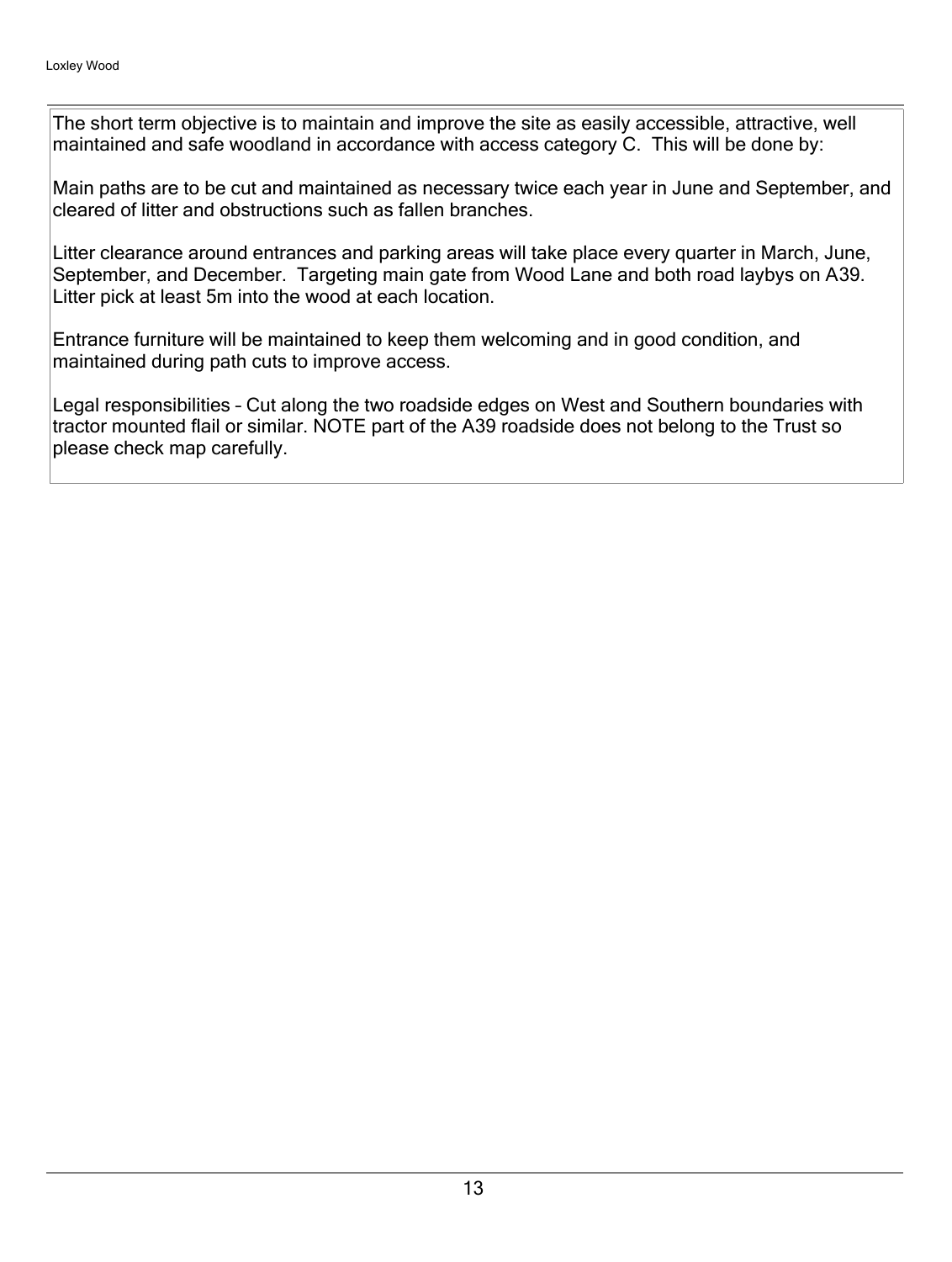The short term objective is to maintain and improve the site as easily accessible, attractive, well maintained and safe woodland in accordance with access category C. This will be done by:

Main paths are to be cut and maintained as necessary twice each year in June and September, and cleared of litter and obstructions such as fallen branches.

Litter clearance around entrances and parking areas will take place every quarter in March, June, September, and December. Targeting main gate from Wood Lane and both road laybys on A39. Litter pick at least 5m into the wood at each location.

Entrance furniture will be maintained to keep them welcoming and in good condition, and maintained during path cuts to improve access.

Legal responsibilities – Cut along the two roadside edges on West and Southern boundaries with tractor mounted flail or similar. NOTE part of the A39 roadside does not belong to the Trust so please check map carefully.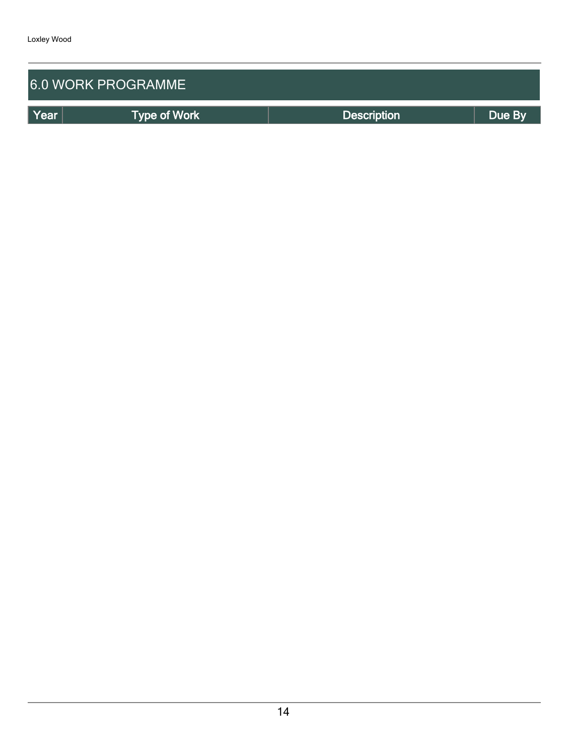# 6.0 WORK PROGRAMME

| Year | Type of Work | Description | Due By |
| --- | --- | --- | --- |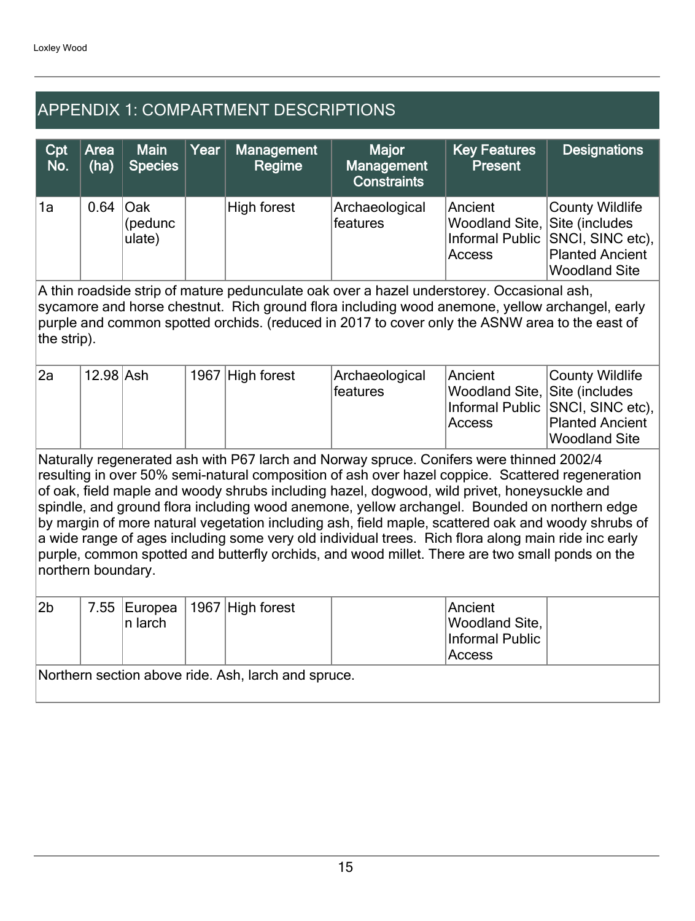## APPENDIX 1: COMPARTMENT DESCRIPTIONS

| Cpt No. | Area (ha) | Main Species | Year | Management Regime | Major Management Constraints | Key Features Present | Designations |
|---|---|---|---|---|---|---|---|
| 1a | 0.64 | Oak (pedunculate) | | High forest | Archaeological features | Ancient Woodland Site, Informal Public Access | County Wildlife Site (includes SNCI, SINC etc), Planted Ancient Woodland Site |
| A thin roadside strip of mature pedunculate oak over a hazel understorey. Occasional ash, sycamore and horse chestnut. Rich ground flora including wood anemone, yellow archangel, early purple and common spotted orchids. (reduced in 2017 to cover only the ASNW area to the east of the strip). | | | | | | | |
| 2a | 12.98 | Ash | 1967 | High forest | Archaeological features | Ancient Woodland Site, Informal Public Access | County Wildlife Site (includes SNCI, SINC etc), Planted Ancient Woodland Site |
| Naturally regenerated ash with P67 larch and Norway spruce. Conifers were thinned 2002/4 resulting in over 50% semi-natural composition of ash over hazel coppice. Scattered regeneration of oak, field maple and woody shrubs including hazel, dogwood, wild privet, honeysuckle and spindle, and ground flora including wood anemone, yellow archangel. Bounded on northern edge by margin of more natural vegetation including ash, field maple, scattered oak and woody shrubs of a wide range of ages including some very old individual trees. Rich flora along main ride inc early purple, common spotted and butterfly orchids, and wood millet. There are two small ponds on the northern boundary. | | | | | | | |
| 2b | 7.55 | European larch | 1967 | High forest | | Ancient Woodland Site, Informal Public Access | |
| Northern section above ride. Ash, larch and spruce. | | | | | | | |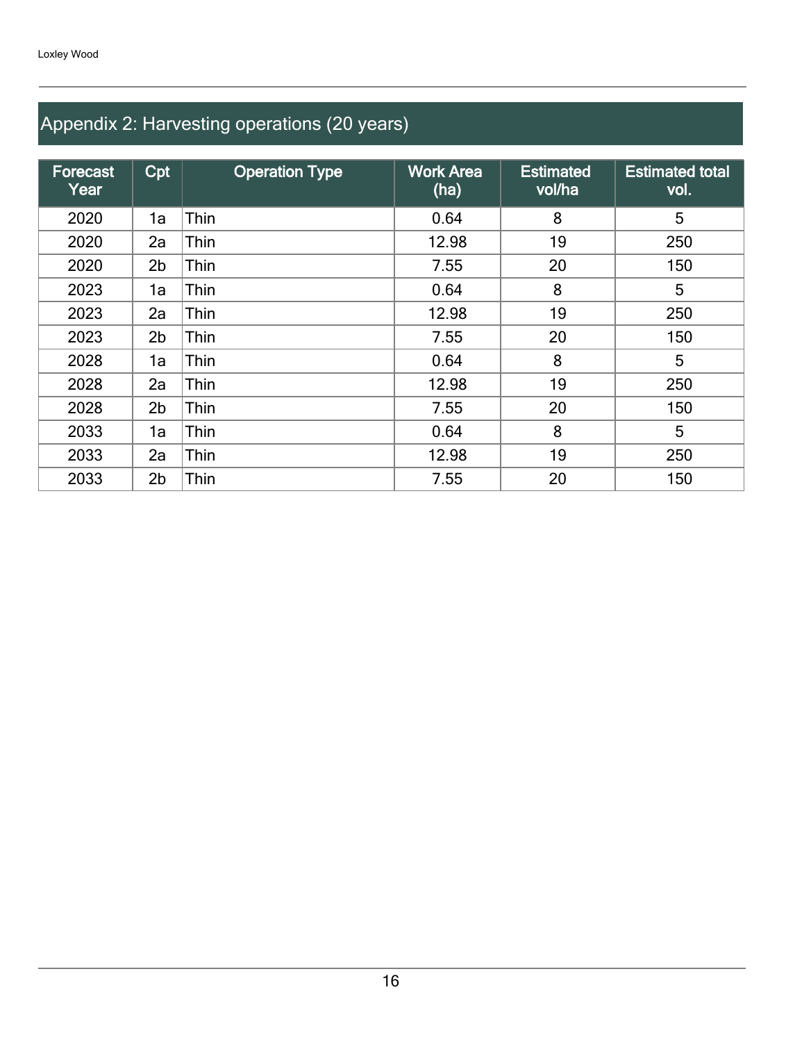## Appendix 2: Harvesting operations (20 years)

| Forecast Year | Cpt | Operation Type | Work Area (ha) | Estimated vol/ha | Estimated total vol. |
|---|---|---|---|---|---|
| 2020 | 1a | Thin | 0.64 | 8 | 5 |
| 2020 | 2a | Thin | 12.98 | 19 | 250 |
| 2020 | 2b | Thin | 7.55 | 20 | 150 |
| 2023 | 1a | Thin | 0.64 | 8 | 5 |
| 2023 | 2a | Thin | 12.98 | 19 | 250 |
| 2023 | 2b | Thin | 7.55 | 20 | 150 |
| 2028 | 1a | Thin | 0.64 | 8 | 5 |
| 2028 | 2a | Thin | 12.98 | 19 | 250 |
| 2028 | 2b | Thin | 7.55 | 20 | 150 |
| 2033 | 1a | Thin | 0.64 | 8 | 5 |
| 2033 | 2a | Thin | 12.98 | 19 | 250 |
| 2033 | 2b | Thin | 7.55 | 20 | 150 |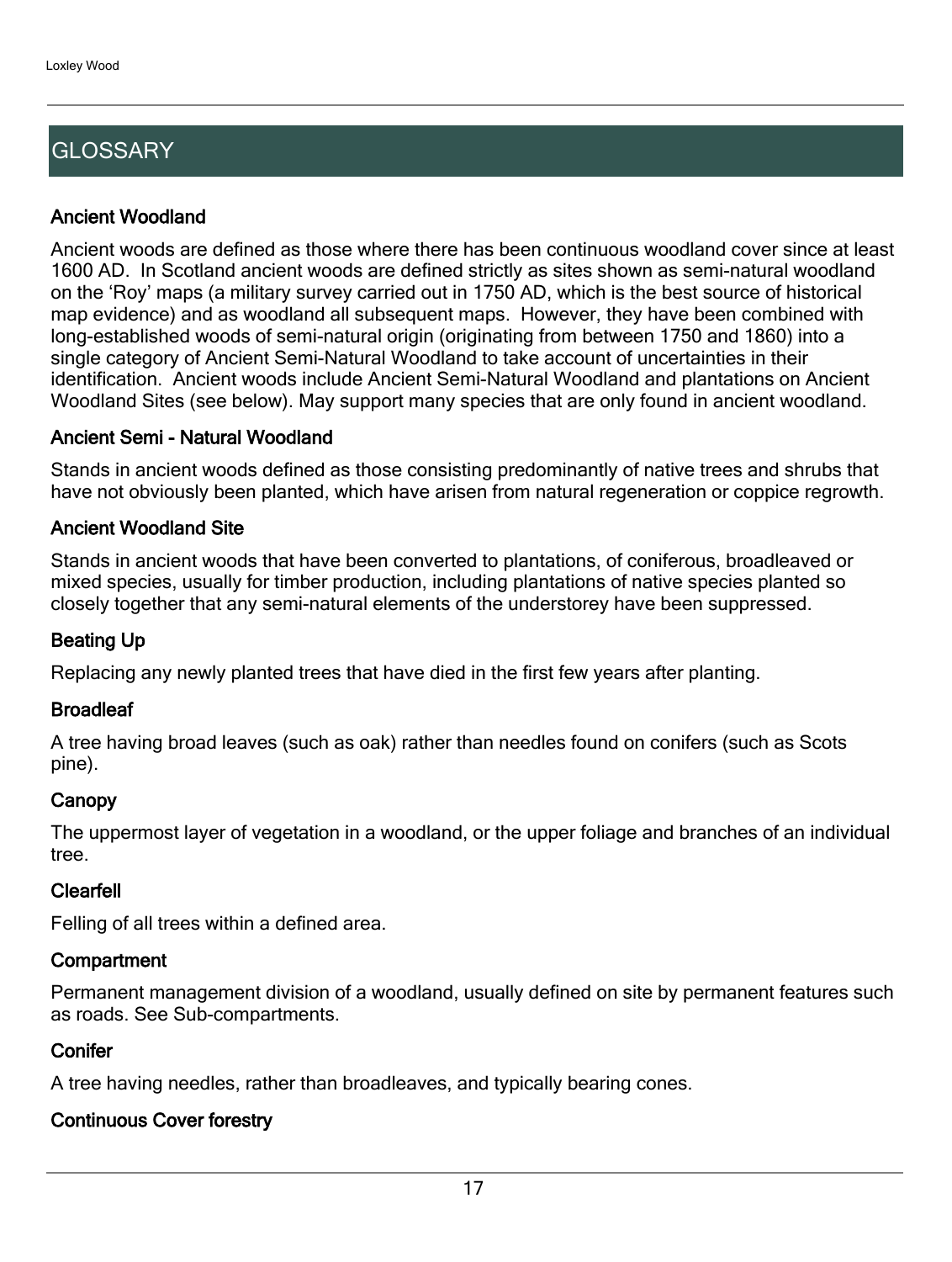# GLOSSARY

### Ancient Woodland

Ancient woods are defined as those where there has been continuous woodland cover since at least 1600 AD. In Scotland ancient woods are defined strictly as sites shown as semi-natural woodland on the 'Roy' maps (a military survey carried out in 1750 AD, which is the best source of historical map evidence) and as woodland all subsequent maps. However, they have been combined with long-established woods of semi-natural origin (originating from between 1750 and 1860) into a single category of Ancient Semi-Natural Woodland to take account of uncertainties in their identification. Ancient woods include Ancient Semi-Natural Woodland and plantations on Ancient Woodland Sites (see below). May support many species that are only found in ancient woodland.

### Ancient Semi - Natural Woodland

Stands in ancient woods defined as those consisting predominantly of native trees and shrubs that have not obviously been planted, which have arisen from natural regeneration or coppice regrowth.

### Ancient Woodland Site

Stands in ancient woods that have been converted to plantations, of coniferous, broadleaved or mixed species, usually for timber production, including plantations of native species planted so closely together that any semi-natural elements of the understorey have been suppressed.

### Beating Up

Replacing any newly planted trees that have died in the first few years after planting.

### Broadleaf

A tree having broad leaves (such as oak) rather than needles found on conifers (such as Scots pine).

### Canopy

The uppermost layer of vegetation in a woodland, or the upper foliage and branches of an individual tree.

### Clearfell

Felling of all trees within a defined area.

### Compartment

Permanent management division of a woodland, usually defined on site by permanent features such as roads. See Sub-compartments.

### Conifer

A tree having needles, rather than broadleaves, and typically bearing cones.

### Continuous Cover forestry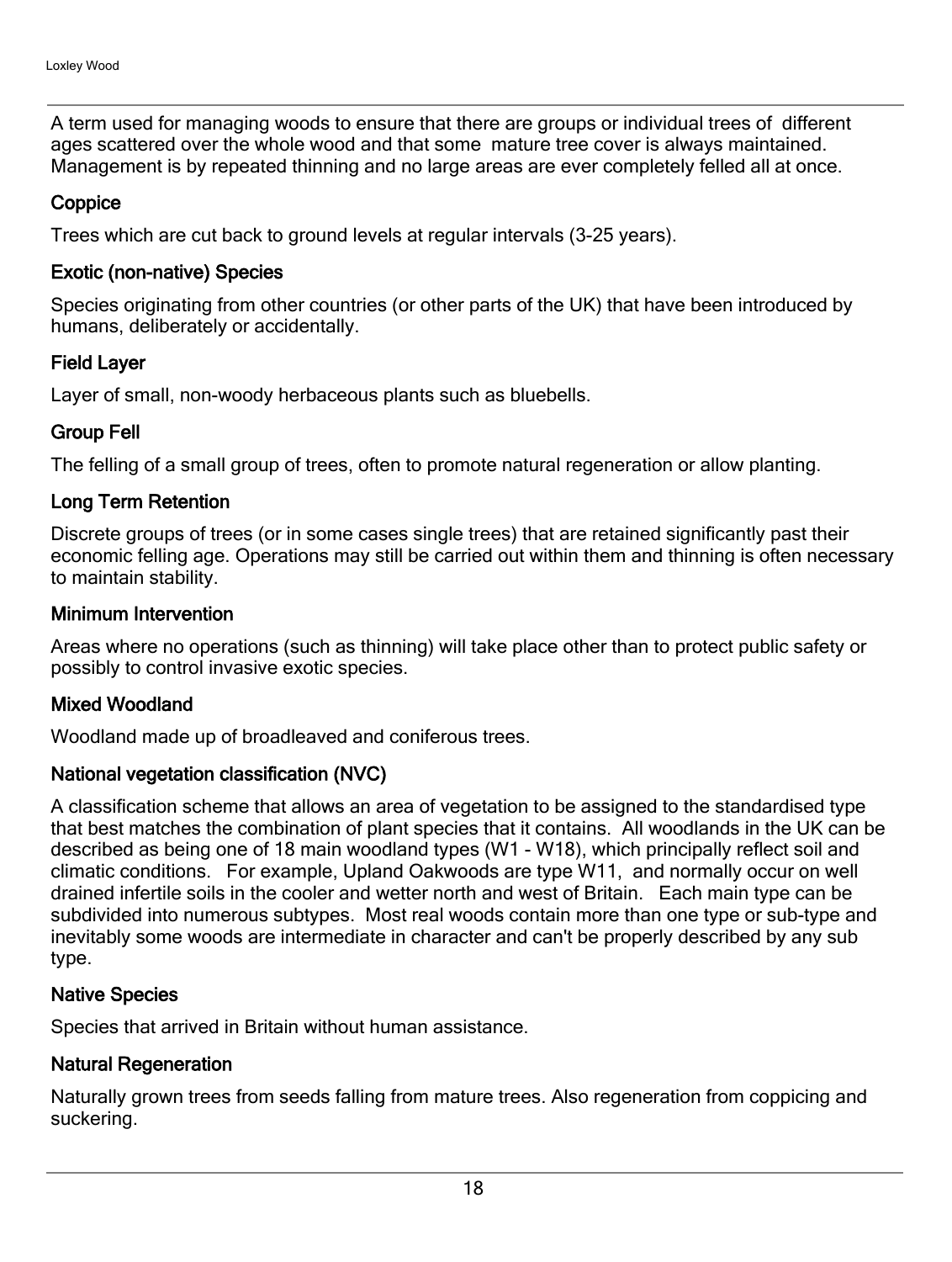A term used for managing woods to ensure that there are groups or individual trees of different ages scattered over the whole wood and that some mature tree cover is always maintained. Management is by repeated thinning and no large areas are ever completely felled all at once.

### Coppice

Trees which are cut back to ground levels at regular intervals (3-25 years).

### Exotic (non-native) Species

Species originating from other countries (or other parts of the UK) that have been introduced by humans, deliberately or accidentally.

### Field Layer

Layer of small, non-woody herbaceous plants such as bluebells.

### Group Fell

The felling of a small group of trees, often to promote natural regeneration or allow planting.

### Long Term Retention

Discrete groups of trees (or in some cases single trees) that are retained significantly past their economic felling age. Operations may still be carried out within them and thinning is often necessary to maintain stability.

### Minimum Intervention

Areas where no operations (such as thinning) will take place other than to protect public safety or possibly to control invasive exotic species.

### Mixed Woodland

Woodland made up of broadleaved and coniferous trees.

### National vegetation classification (NVC)

A classification scheme that allows an area of vegetation to be assigned to the standardised type that best matches the combination of plant species that it contains. All woodlands in the UK can be described as being one of 18 main woodland types (W1 - W18), which principally reflect soil and climatic conditions. For example, Upland Oakwoods are type W11, and normally occur on well drained infertile soils in the cooler and wetter north and west of Britain. Each main type can be subdivided into numerous subtypes. Most real woods contain more than one type or sub-type and inevitably some woods are intermediate in character and can't be properly described by any sub type.

### Native Species

Species that arrived in Britain without human assistance.

### Natural Regeneration

Naturally grown trees from seeds falling from mature trees. Also regeneration from coppicing and suckering.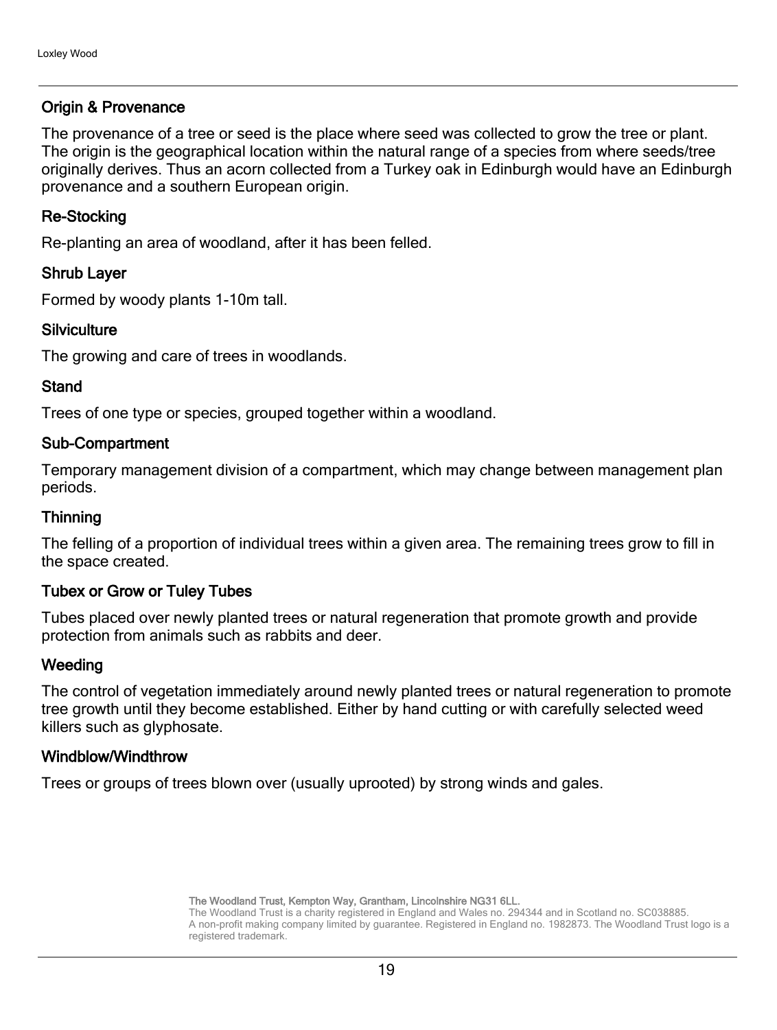### Origin & Provenance

The provenance of a tree or seed is the place where seed was collected to grow the tree or plant. The origin is the geographical location within the natural range of a species from where seeds/tree originally derives. Thus an acorn collected from a Turkey oak in Edinburgh would have an Edinburgh provenance and a southern European origin.

### Re-Stocking

Re-planting an area of woodland, after it has been felled.

### Shrub Layer

Formed by woody plants 1-10m tall.

### Silviculture

The growing and care of trees in woodlands.

### Stand

Trees of one type or species, grouped together within a woodland.

### Sub-Compartment

Temporary management division of a compartment, which may change between management plan periods.

### Thinning

The felling of a proportion of individual trees within a given area. The remaining trees grow to fill in the space created.

### Tubex or Grow or Tuley Tubes

Tubes placed over newly planted trees or natural regeneration that promote growth and provide protection from animals such as rabbits and deer.

### Weeding

The control of vegetation immediately around newly planted trees or natural regeneration to promote tree growth until they become established. Either by hand cutting or with carefully selected weed killers such as glyphosate.

### Windblow/Windthrow

Trees or groups of trees blown over (usually uprooted) by strong winds and gales.